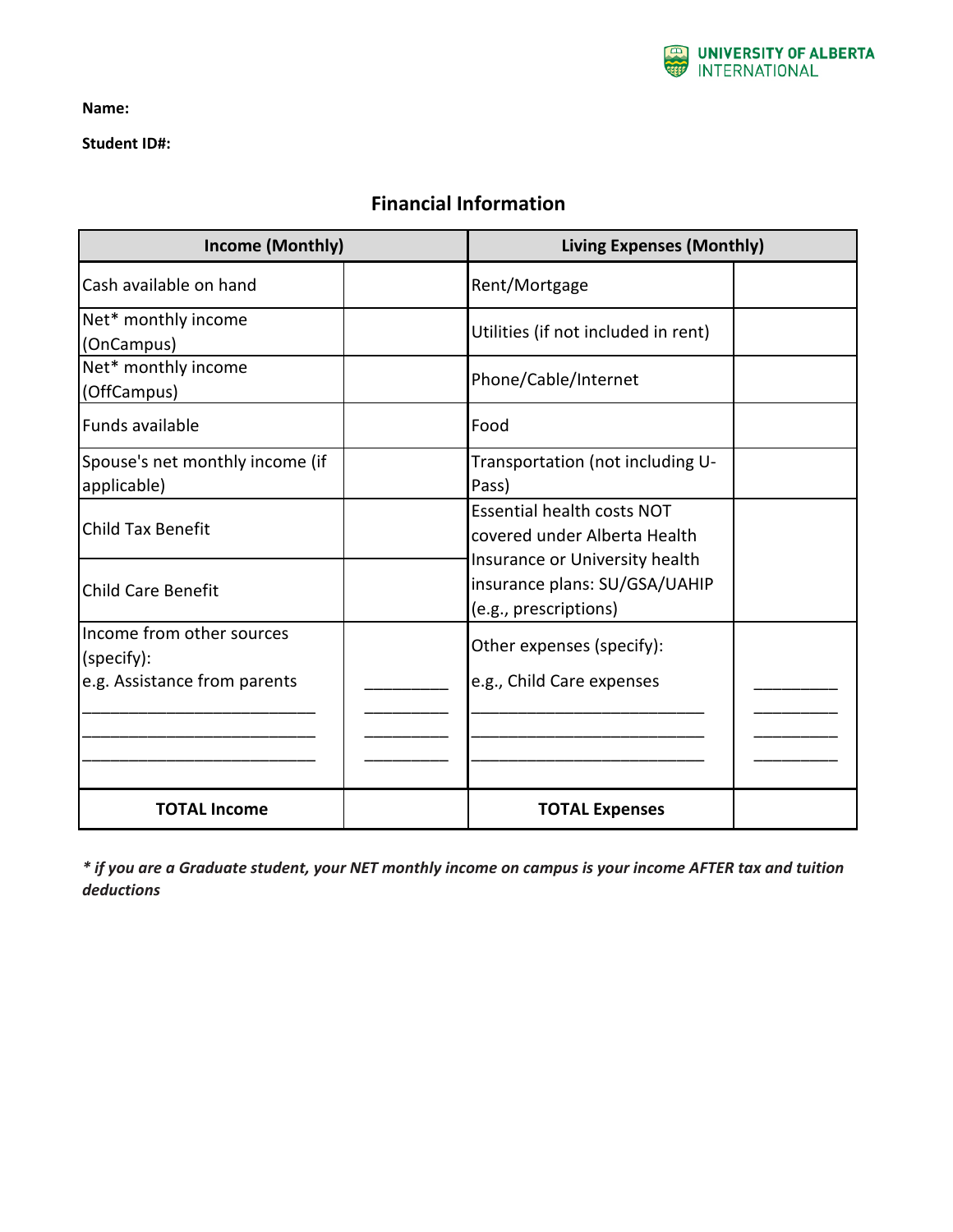**Name:**

**Student ID#:**

## Financial Information

| Income (Monthly) | | Living Expenses (Monthly) | |
|---|---|---|---|
| Cash available on hand | | Rent/Mortgage | |
| Net* monthly income (OnCampus) | | Utilities (if not included in rent) | |
| Net* monthly income (OffCampus) | | Phone/Cable/Internet | |
| Funds available | | Food | |
| Spouse's net monthly income (if applicable) | | Transportation (not including U-Pass) | |
| Child Tax Benefit | | Essential health costs NOT covered under Alberta Health Insurance or University health insurance plans: SU/GSA/UAHIP (e.g., prescriptions) | |
| Child Care Benefit | | | |
| Income from other sources (specify):<br>e.g. Assistance from parents<br>_________________________<br>_________________________<br>_________________________ | _________<br>_________<br>_________<br>_________ | Other expenses (specify):<br>e.g., Child Care expenses<br>_________________________<br>_________________________<br>_________________________ | _________<br>_________<br>_________<br>_________ |
| **TOTAL Income** | | **TOTAL Expenses** | |

***if you are a Graduate student, your NET monthly income on campus is your income AFTER tax and tuition deductions**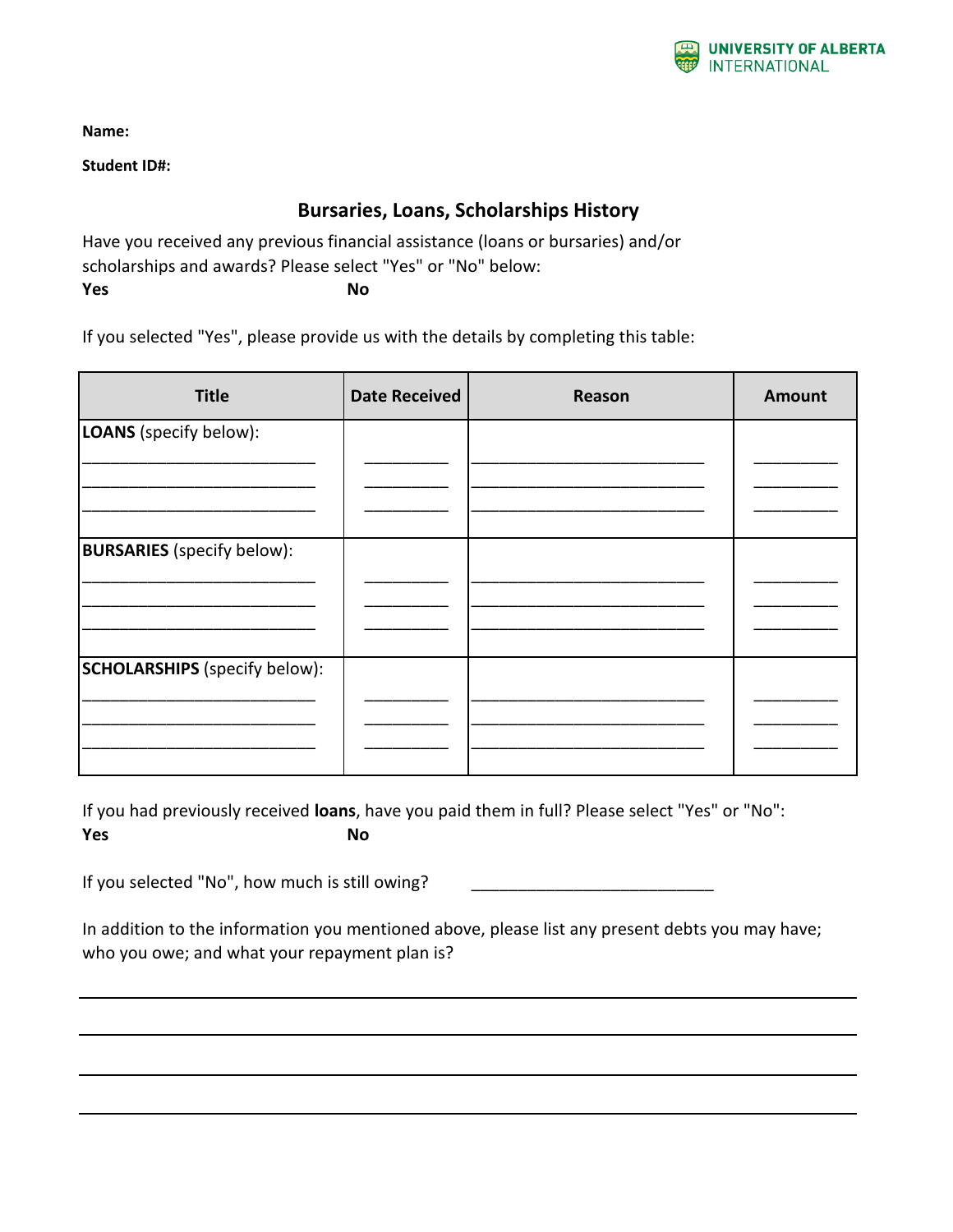UNIVERSITY OF ALBERTA INTERNATIONAL

**Name:**

**Student ID#:**

## Bursaries, Loans, Scholarships History

Have you received any previous financial assistance (loans or bursaries) and/or scholarships and awards? Please select "Yes" or "No" below:

**Yes** **No**

If you selected "Yes", please provide us with the details by completing this table:

| Title | Date Received | Reason | Amount |
|---|---|---|---|
| **LOANS** (specify below): <br> ________________________ <br> ________________________ <br> ________________________ | _________ <br> _________ <br> _________ | ________________________ <br> ________________________ <br> ________________________ | _________ <br> _________ <br> _________ |
| **BURSARIES** (specify below): <br> ________________________ <br> ________________________ <br> ________________________ | _________ <br> _________ <br> _________ | ________________________ <br> ________________________ <br> ________________________ | _________ <br> _________ <br> _________ |
| **SCHOLARSHIPS** (specify below): <br> ________________________ <br> ________________________ <br> ________________________ | _________ <br> _________ <br> _________ | ________________________ <br> ________________________ <br> ________________________ | _________ <br> _________ <br> _________ |

If you had previously received **loans**, have you paid them in full? Please select "Yes" or "No":

**Yes** **No**

If you selected "No", how much is still owing? ________________________

In addition to the information you mentioned above, please list any present debts you may have; who you owe; and what your repayment plan is?

________________________________________________________________________

________________________________________________________________________

________________________________________________________________________

________________________________________________________________________